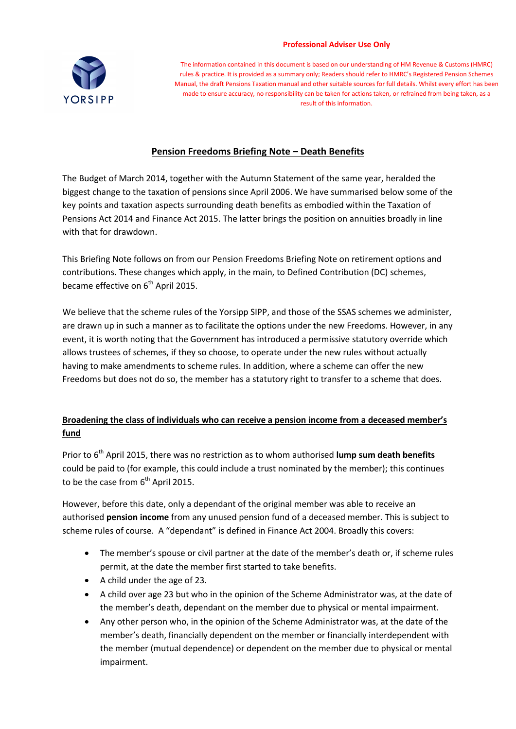**Professional Adviser Use Only**

The information contained in this document is based on our understanding of HM Revenue & Customs (HMRC) rules & practice. It is provided as a summary only; Readers should refer to HMRC's Registered Pension Schemes Manual, the draft Pensions Taxation manual and other suitable sources for full details. Whilst every effort has been made to ensure accuracy, no responsibility can be taken for actions taken, or refrained from being taken, as a result of this information.

# Pension Freedoms Briefing Note – Death Benefits

The Budget of March 2014, together with the Autumn Statement of the same year, heralded the biggest change to the taxation of pensions since April 2006. We have summarised below some of the key points and taxation aspects surrounding death benefits as embodied within the Taxation of Pensions Act 2014 and Finance Act 2015. The latter brings the position on annuities broadly in line with that for drawdown.

This Briefing Note follows on from our Pension Freedoms Briefing Note on retirement options and contributions. These changes which apply, in the main, to Defined Contribution (DC) schemes, became effective on 6th April 2015.

We believe that the scheme rules of the Yorsipp SIPP, and those of the SSAS schemes we administer, are drawn up in such a manner as to facilitate the options under the new Freedoms. However, in any event, it is worth noting that the Government has introduced a permissive statutory override which allows trustees of schemes, if they so choose, to operate under the new rules without actually having to make amendments to scheme rules. In addition, where a scheme can offer the new Freedoms but does not do so, the member has a statutory right to transfer to a scheme that does.

## Broadening the class of individuals who can receive a pension income from a deceased member's fund

Prior to 6th April 2015, there was no restriction as to whom authorised **lump sum death benefits** could be paid to (for example, this could include a trust nominated by the member); this continues to be the case from 6th April 2015.

However, before this date, only a dependant of the original member was able to receive an authorised **pension income** from any unused pension fund of a deceased member. This is subject to scheme rules of course. A "dependant" is defined in Finance Act 2004. Broadly this covers:

- The member's spouse or civil partner at the date of the member's death or, if scheme rules permit, at the date the member first started to take benefits.
- A child under the age of 23.
- A child over age 23 but who in the opinion of the Scheme Administrator was, at the date of the member's death, dependant on the member due to physical or mental impairment.
- Any other person who, in the opinion of the Scheme Administrator was, at the date of the member's death, financially dependent on the member or financially interdependent with the member (mutual dependence) or dependent on the member due to physical or mental impairment.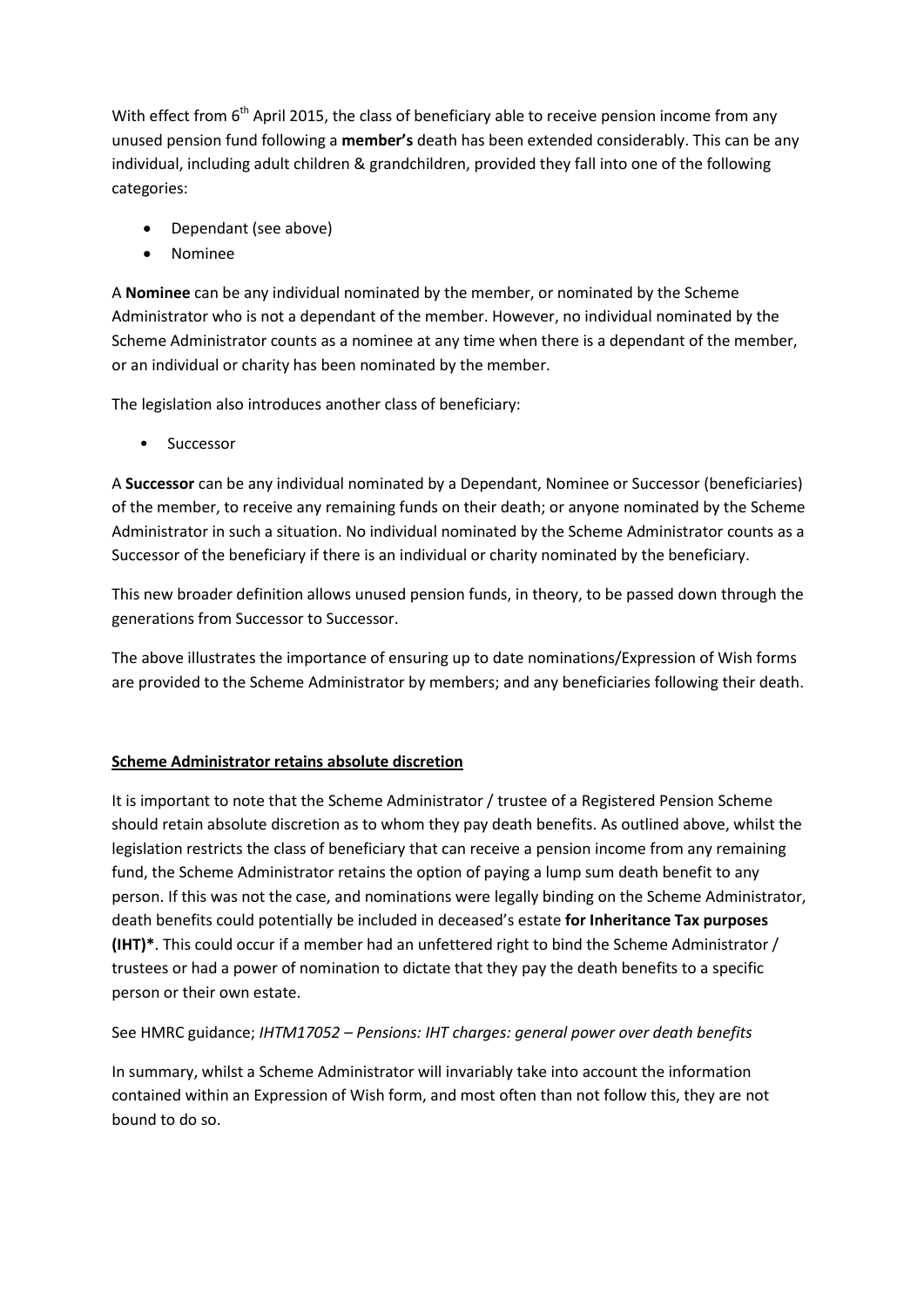With effect from 6th April 2015, the class of beneficiary able to receive pension income from any unused pension fund following a **member's** death has been extended considerably. This can be any individual, including adult children & grandchildren, provided they fall into one of the following categories:

- Dependant (see above)
- Nominee

A **Nominee** can be any individual nominated by the member, or nominated by the Scheme Administrator who is not a dependant of the member. However, no individual nominated by the Scheme Administrator counts as a nominee at any time when there is a dependant of the member, or an individual or charity has been nominated by the member.

The legislation also introduces another class of beneficiary:

- Successor

A **Successor** can be any individual nominated by a Dependant, Nominee or Successor (beneficiaries) of the member, to receive any remaining funds on their death; or anyone nominated by the Scheme Administrator in such a situation. No individual nominated by the Scheme Administrator counts as a Successor of the beneficiary if there is an individual or charity nominated by the beneficiary.

This new broader definition allows unused pension funds, in theory, to be passed down through the generations from Successor to Successor.

The above illustrates the importance of ensuring up to date nominations/Expression of Wish forms are provided to the Scheme Administrator by members; and any beneficiaries following their death.

**Scheme Administrator retains absolute discretion**

It is important to note that the Scheme Administrator / trustee of a Registered Pension Scheme should retain absolute discretion as to whom they pay death benefits. As outlined above, whilst the legislation restricts the class of beneficiary that can receive a pension income from any remaining fund, the Scheme Administrator retains the option of paying a lump sum death benefit to any person. If this was not the case, and nominations were legally binding on the Scheme Administrator, death benefits could potentially be included in deceased's estate **for Inheritance Tax purposes (IHT)***. This could occur if a member had an unfettered right to bind the Scheme Administrator / trustees or had a power of nomination to dictate that they pay the death benefits to a specific person or their own estate.

See HMRC guidance; *IHTM17052 – Pensions: IHT charges: general power over death benefits*

In summary, whilst a Scheme Administrator will invariably take into account the information contained within an Expression of Wish form, and most often than not follow this, they are not bound to do so.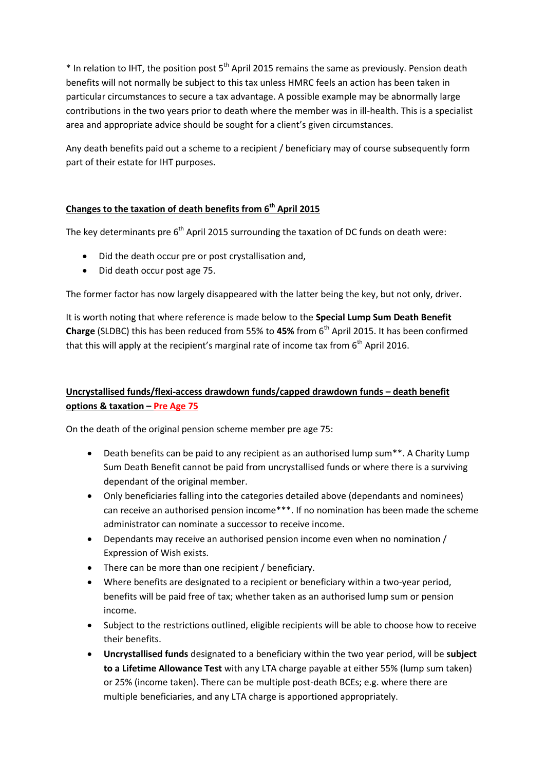* In relation to IHT, the position post 5th April 2015 remains the same as previously. Pension death benefits will not normally be subject to this tax unless HMRC feels an action has been taken in particular circumstances to secure a tax advantage. A possible example may be abnormally large contributions in the two years prior to death where the member was in ill-health. This is a specialist area and appropriate advice should be sought for a client's given circumstances.

Any death benefits paid out a scheme to a recipient / beneficiary may of course subsequently form part of their estate for IHT purposes.

## Changes to the taxation of death benefits from 6th April 2015

The key determinants pre 6th April 2015 surrounding the taxation of DC funds on death were:

- Did the death occur pre or post crystallisation and,
- Did death occur post age 75.

The former factor has now largely disappeared with the latter being the key, but not only, driver.

It is worth noting that where reference is made below to the **Special Lump Sum Death Benefit Charge** (SLDBC) this has been reduced from 55% to **45%** from 6th April 2015. It has been confirmed that this will apply at the recipient's marginal rate of income tax from 6th April 2016.

## Uncrystallised funds/flexi-access drawdown funds/capped drawdown funds – death benefit options & taxation – Pre Age 75

On the death of the original pension scheme member pre age 75:

- Death benefits can be paid to any recipient as an authorised lump sum**. A Charity Lump Sum Death Benefit cannot be paid from uncrystallised funds or where there is a surviving dependant of the original member.
- Only beneficiaries falling into the categories detailed above (dependants and nominees) can receive an authorised pension income***. If no nomination has been made the scheme administrator can nominate a successor to receive income.
- Dependants may receive an authorised pension income even when no nomination / Expression of Wish exists.
- There can be more than one recipient / beneficiary.
- Where benefits are designated to a recipient or beneficiary within a two-year period, benefits will be paid free of tax; whether taken as an authorised lump sum or pension income.
- Subject to the restrictions outlined, eligible recipients will be able to choose how to receive their benefits.
- **Uncrystallised funds** designated to a beneficiary within the two year period, will be **subject to a Lifetime Allowance Test** with any LTA charge payable at either 55% (lump sum taken) or 25% (income taken). There can be multiple post-death BCEs; e.g. where there are multiple beneficiaries, and any LTA charge is apportioned appropriately.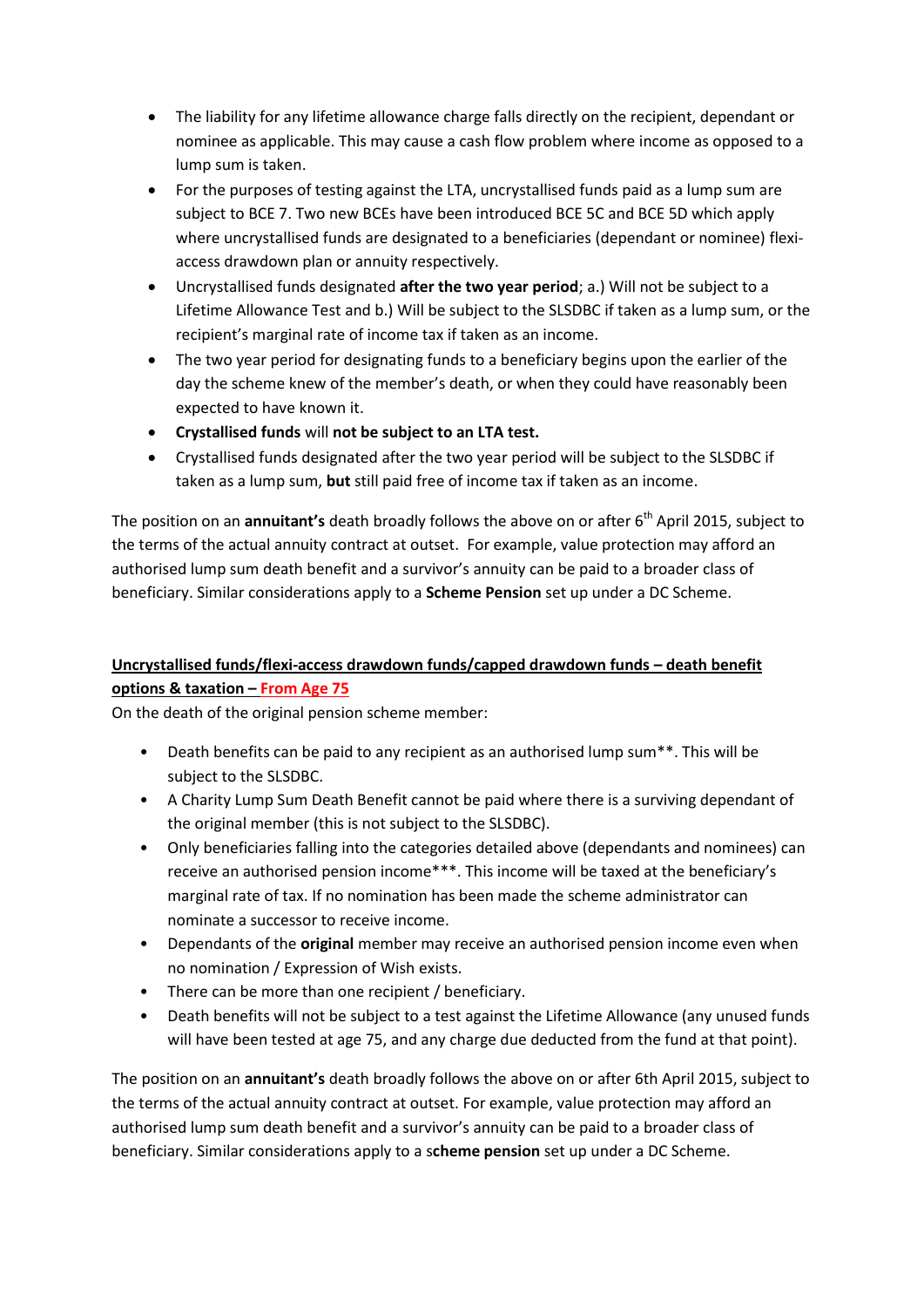- The liability for any lifetime allowance charge falls directly on the recipient, dependant or nominee as applicable. This may cause a cash flow problem where income as opposed to a lump sum is taken.
- For the purposes of testing against the LTA, uncrystallised funds paid as a lump sum are subject to BCE 7. Two new BCEs have been introduced BCE 5C and BCE 5D which apply where uncrystallised funds are designated to a beneficiaries (dependant or nominee) flexi-access drawdown plan or annuity respectively.
- Uncrystallised funds designated **after the two year period**; a.) Will not be subject to a Lifetime Allowance Test and b.) Will be subject to the SLSDBC if taken as a lump sum, or the recipient's marginal rate of income tax if taken as an income.
- The two year period for designating funds to a beneficiary begins upon the earlier of the day the scheme knew of the member's death, or when they could have reasonably been expected to have known it.
- **Crystallised funds** will **not be subject to an LTA test.**
- Crystallised funds designated after the two year period will be subject to the SLSDBC if taken as a lump sum, **but** still paid free of income tax if taken as an income.

The position on an **annuitant's** death broadly follows the above on or after 6th April 2015, subject to the terms of the actual annuity contract at outset. For example, value protection may afford an authorised lump sum death benefit and a survivor's annuity can be paid to a broader class of beneficiary. Similar considerations apply to a **Scheme Pension** set up under a DC Scheme.

**Uncrystallised funds/flexi-access drawdown funds/capped drawdown funds – death benefit options & taxation – From Age 75**

On the death of the original pension scheme member:

- Death benefits can be paid to any recipient as an authorised lump sum**. This will be subject to the SLSDBC.
- A Charity Lump Sum Death Benefit cannot be paid where there is a surviving dependant of the original member (this is not subject to the SLSDBC).
- Only beneficiaries falling into the categories detailed above (dependants and nominees) can receive an authorised pension income***. This income will be taxed at the beneficiary's marginal rate of tax. If no nomination has been made the scheme administrator can nominate a successor to receive income.
- Dependants of the **original** member may receive an authorised pension income even when no nomination / Expression of Wish exists.
- There can be more than one recipient / beneficiary.
- Death benefits will not be subject to a test against the Lifetime Allowance (any unused funds will have been tested at age 75, and any charge due deducted from the fund at that point).

The position on an **annuitant's** death broadly follows the above on or after 6th April 2015, subject to the terms of the actual annuity contract at outset. For example, value protection may afford an authorised lump sum death benefit and a survivor's annuity can be paid to a broader class of beneficiary. Similar considerations apply to a s**cheme pension** set up under a DC Scheme.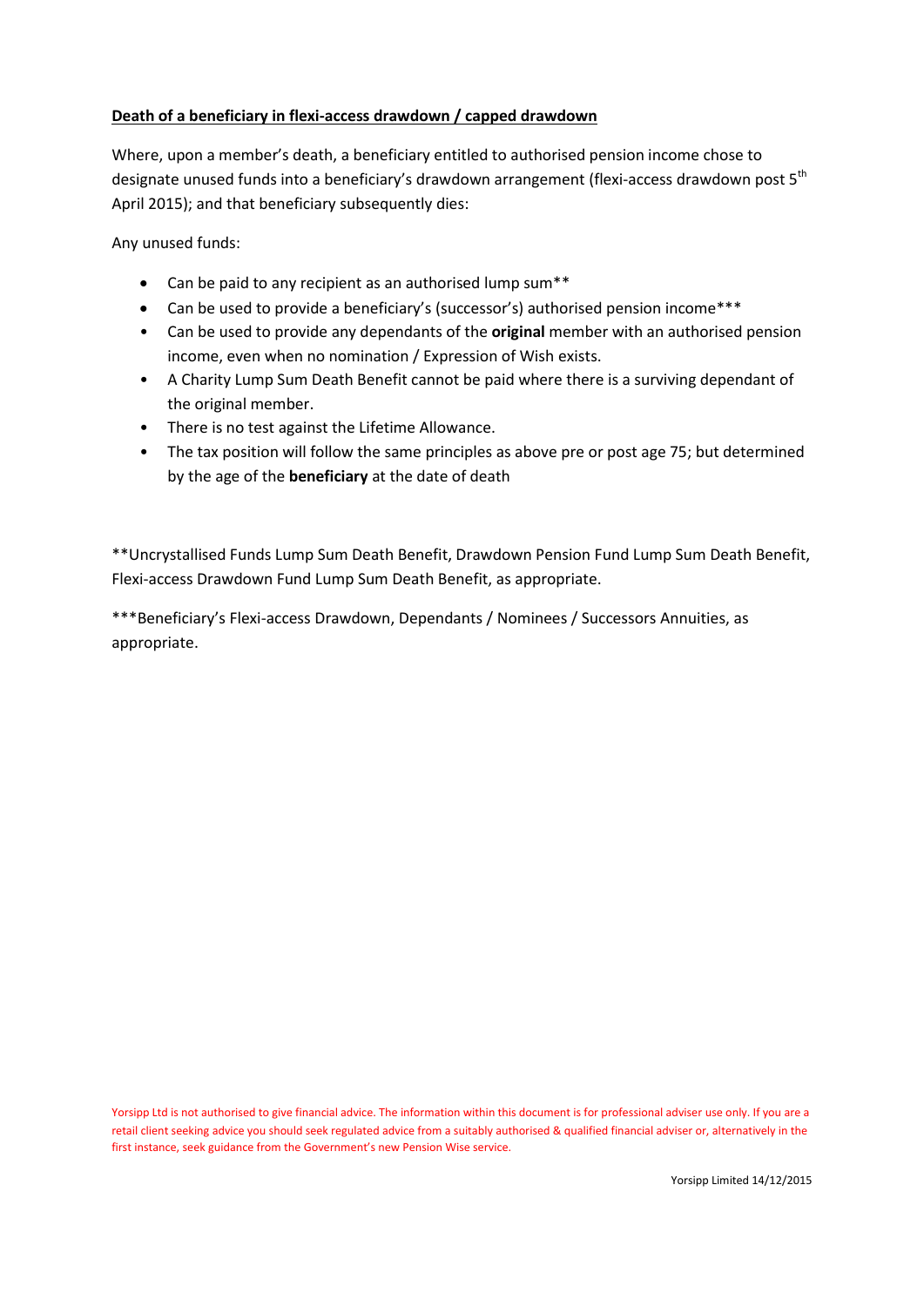**<u>Death of a beneficiary in flexi-access drawdown / capped drawdown</u>**

Where, upon a member's death, a beneficiary entitled to authorised pension income chose to designate unused funds into a beneficiary's drawdown arrangement (flexi-access drawdown post 5th April 2015); and that beneficiary subsequently dies:

Any unused funds:

- Can be paid to any recipient as an authorised lump sum**
- Can be used to provide a beneficiary's (successor's) authorised pension income***
- Can be used to provide any dependants of the **original** member with an authorised pension income, even when no nomination / Expression of Wish exists.
- A Charity Lump Sum Death Benefit cannot be paid where there is a surviving dependant of the original member.
- There is no test against the Lifetime Allowance.
- The tax position will follow the same principles as above pre or post age 75; but determined by the age of the **beneficiary** at the date of death

**Uncrystallised Funds Lump Sum Death Benefit, Drawdown Pension Fund Lump Sum Death Benefit, Flexi-access Drawdown Fund Lump Sum Death Benefit, as appropriate.

***Beneficiary's Flexi-access Drawdown, Dependants / Nominees / Successors Annuities, as appropriate.

Yorsipp Ltd is not authorised to give financial advice. The information within this document is for professional adviser use only. If you are a retail client seeking advice you should seek regulated advice from a suitably authorised & qualified financial adviser or, alternatively in the first instance, seek guidance from the Government's new Pension Wise service.

Yorsipp Limited 14/12/2015